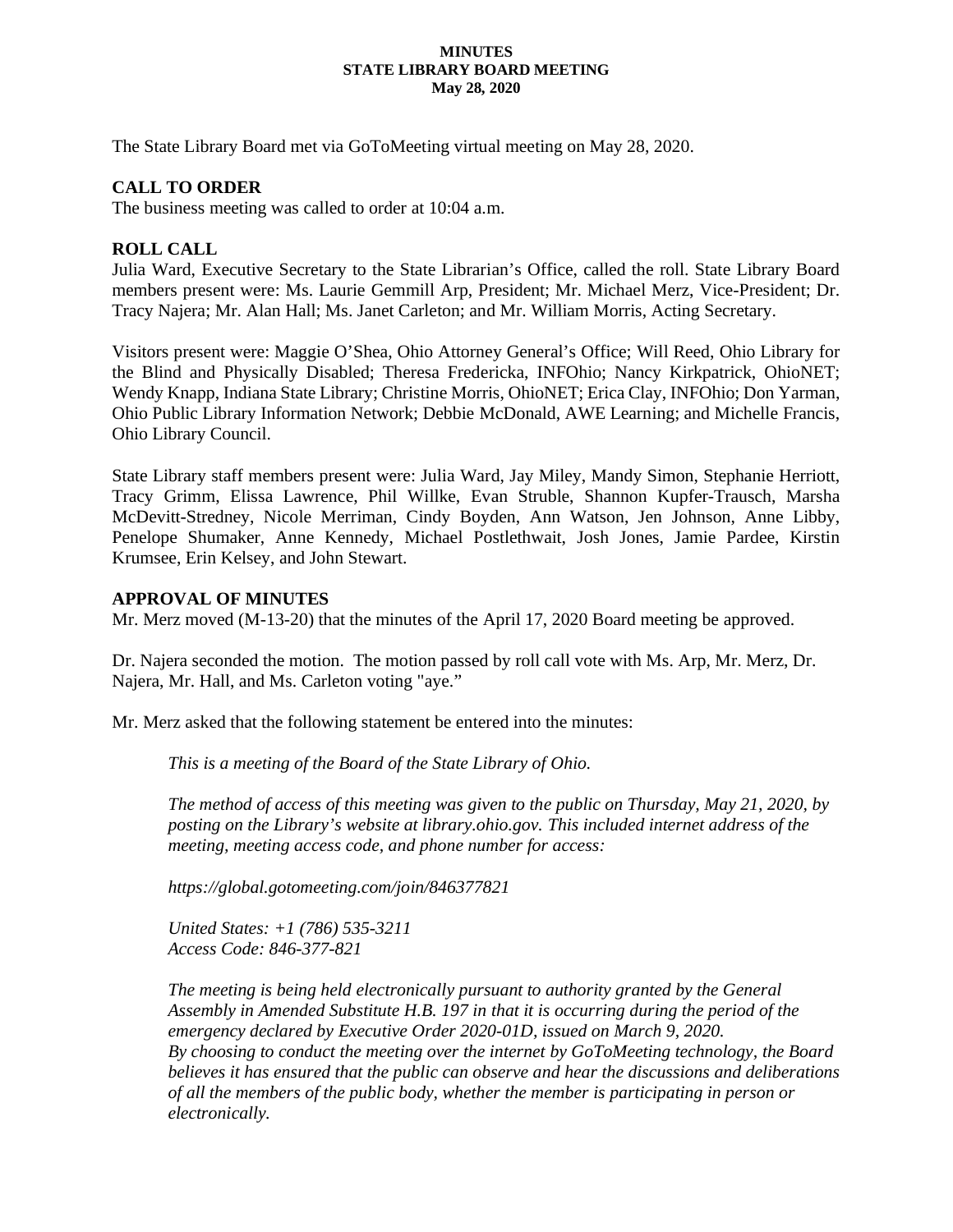**MINUTES**
**STATE LIBRARY BOARD MEETING**
**May 28, 2020**

The State Library Board met via GoToMeeting virtual meeting on May 28, 2020.

## CALL TO ORDER

The business meeting was called to order at 10:04 a.m.

## ROLL CALL

Julia Ward, Executive Secretary to the State Librarian's Office, called the roll. State Library Board members present were: Ms. Laurie Gemmill Arp, President; Mr. Michael Merz, Vice-President; Dr. Tracy Najera; Mr. Alan Hall; Ms. Janet Carleton; and Mr. William Morris, Acting Secretary.

Visitors present were: Maggie O'Shea, Ohio Attorney General's Office; Will Reed, Ohio Library for the Blind and Physically Disabled; Theresa Fredericka, INFOhio; Nancy Kirkpatrick, OhioNET; Wendy Knapp, Indiana State Library; Christine Morris, OhioNET; Erica Clay, INFOhio; Don Yarman, Ohio Public Library Information Network; Debbie McDonald, AWE Learning; and Michelle Francis, Ohio Library Council.

State Library staff members present were: Julia Ward, Jay Miley, Mandy Simon, Stephanie Herriott, Tracy Grimm, Elissa Lawrence, Phil Willke, Evan Struble, Shannon Kupfer-Trausch, Marsha McDevitt-Stredney, Nicole Merriman, Cindy Boyden, Ann Watson, Jen Johnson, Anne Libby, Penelope Shumaker, Anne Kennedy, Michael Postlethwait, Josh Jones, Jamie Pardee, Kirstin Krumsee, Erin Kelsey, and John Stewart.

## APPROVAL OF MINUTES

Mr. Merz moved (M-13-20) that the minutes of the April 17, 2020 Board meeting be approved.

Dr. Najera seconded the motion. The motion passed by roll call vote with Ms. Arp, Mr. Merz, Dr. Najera, Mr. Hall, and Ms. Carleton voting "aye."

Mr. Merz asked that the following statement be entered into the minutes:

> *This is a meeting of the Board of the State Library of Ohio.*
>
> *The method of access of this meeting was given to the public on Thursday, May 21, 2020, by posting on the Library's website at library.ohio.gov. This included internet address of the meeting, meeting access code, and phone number for access:*
>
> *https://global.gotomeeting.com/join/846377821*
>
> *United States: +1 (786) 535-3211*
> *Access Code: 846-377-821*
>
> *The meeting is being held electronically pursuant to authority granted by the General Assembly in Amended Substitute H.B. 197 in that it is occurring during the period of the emergency declared by Executive Order 2020-01D, issued on March 9, 2020.*
> *By choosing to conduct the meeting over the internet by GoToMeeting technology, the Board believes it has ensured that the public can observe and hear the discussions and deliberations of all the members of the public body, whether the member is participating in person or electronically.*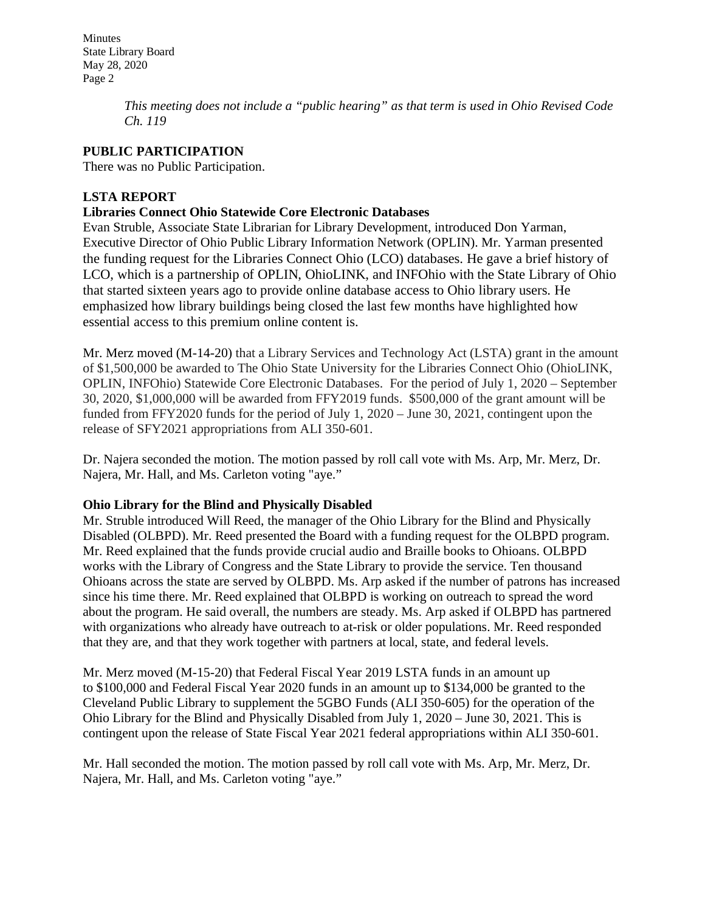*This meeting does not include a "public hearing" as that term is used in Ohio Revised Code Ch. 119*

**PUBLIC PARTICIPATION**
There was no Public Participation.

**LSTA REPORT**
**Libraries Connect Ohio Statewide Core Electronic Databases**
Evan Struble, Associate State Librarian for Library Development, introduced Don Yarman, Executive Director of Ohio Public Library Information Network (OPLIN). Mr. Yarman presented the funding request for the Libraries Connect Ohio (LCO) databases. He gave a brief history of LCO, which is a partnership of OPLIN, OhioLINK, and INFOhio with the State Library of Ohio that started sixteen years ago to provide online database access to Ohio library users. He emphasized how library buildings being closed the last few months have highlighted how essential access to this premium online content is.

Mr. Merz moved (M-14-20) that a Library Services and Technology Act (LSTA) grant in the amount of $1,500,000 be awarded to The Ohio State University for the Libraries Connect Ohio (OhioLINK, OPLIN, INFOhio) Statewide Core Electronic Databases. For the period of July 1, 2020 – September 30, 2020, $1,000,000 will be awarded from FFY2019 funds. $500,000 of the grant amount will be funded from FFY2020 funds for the period of July 1, 2020 – June 30, 2021, contingent upon the release of SFY2021 appropriations from ALI 350-601.

Dr. Najera seconded the motion. The motion passed by roll call vote with Ms. Arp, Mr. Merz, Dr. Najera, Mr. Hall, and Ms. Carleton voting "aye."

**Ohio Library for the Blind and Physically Disabled**
Mr. Struble introduced Will Reed, the manager of the Ohio Library for the Blind and Physically Disabled (OLBPD). Mr. Reed presented the Board with a funding request for the OLBPD program. Mr. Reed explained that the funds provide crucial audio and Braille books to Ohioans. OLBPD works with the Library of Congress and the State Library to provide the service. Ten thousand Ohioans across the state are served by OLBPD. Ms. Arp asked if the number of patrons has increased since his time there. Mr. Reed explained that OLBPD is working on outreach to spread the word about the program. He said overall, the numbers are steady. Ms. Arp asked if OLBPD has partnered with organizations who already have outreach to at-risk or older populations. Mr. Reed responded that they are, and that they work together with partners at local, state, and federal levels.

Mr. Merz moved (M-15-20) that Federal Fiscal Year 2019 LSTA funds in an amount up to $100,000 and Federal Fiscal Year 2020 funds in an amount up to $134,000 be granted to the Cleveland Public Library to supplement the 5GBO Funds (ALI 350-605) for the operation of the Ohio Library for the Blind and Physically Disabled from July 1, 2020 – June 30, 2021. This is contingent upon the release of State Fiscal Year 2021 federal appropriations within ALI 350-601.

Mr. Hall seconded the motion. The motion passed by roll call vote with Ms. Arp, Mr. Merz, Dr. Najera, Mr. Hall, and Ms. Carleton voting "aye."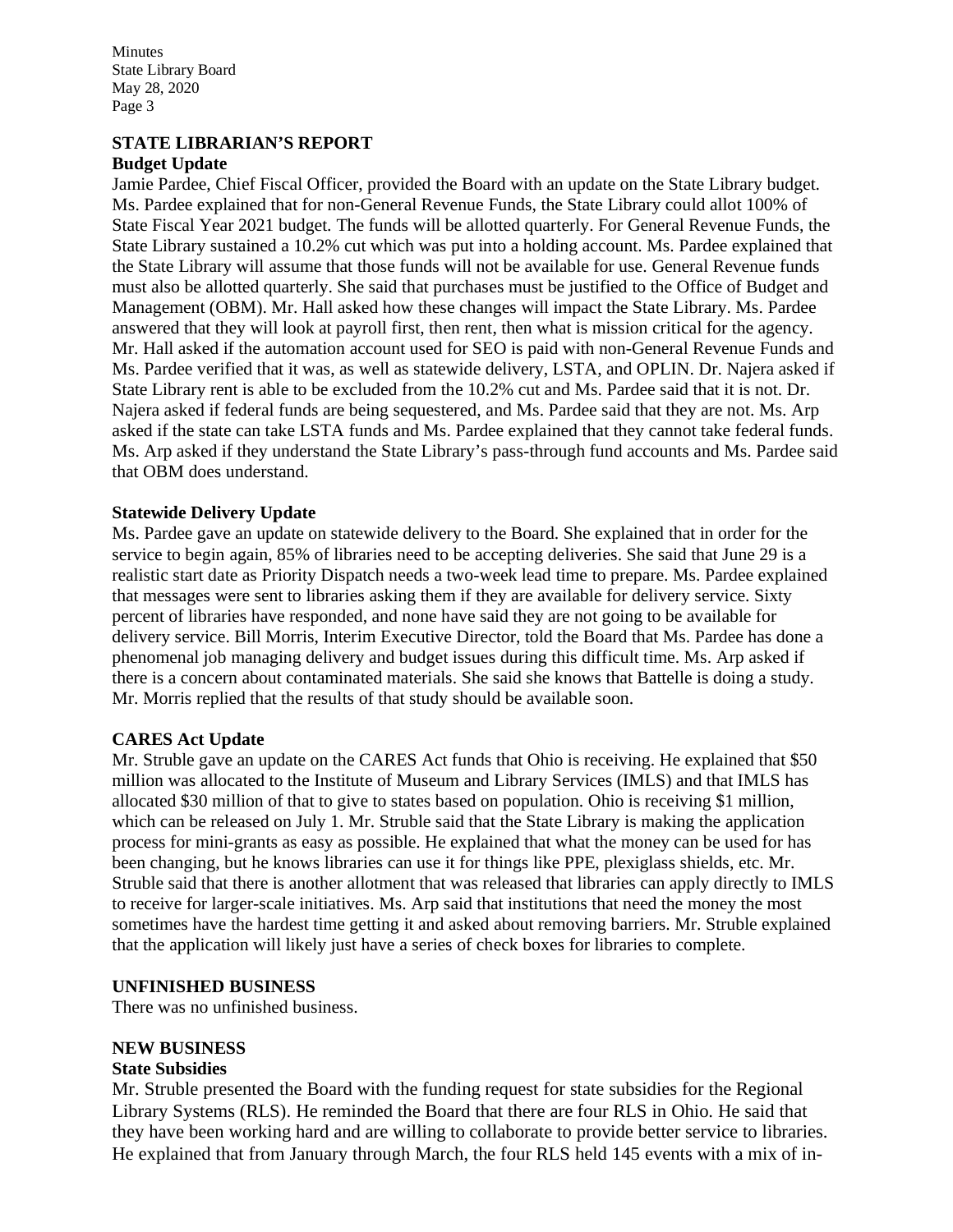## STATE LIBRARIAN'S REPORT

### Budget Update

Jamie Pardee, Chief Fiscal Officer, provided the Board with an update on the State Library budget. Ms. Pardee explained that for non-General Revenue Funds, the State Library could allot 100% of State Fiscal Year 2021 budget. The funds will be allotted quarterly. For General Revenue Funds, the State Library sustained a 10.2% cut which was put into a holding account. Ms. Pardee explained that the State Library will assume that those funds will not be available for use. General Revenue funds must also be allotted quarterly. She said that purchases must be justified to the Office of Budget and Management (OBM). Mr. Hall asked how these changes will impact the State Library. Ms. Pardee answered that they will look at payroll first, then rent, then what is mission critical for the agency. Mr. Hall asked if the automation account used for SEO is paid with non-General Revenue Funds and Ms. Pardee verified that it was, as well as statewide delivery, LSTA, and OPLIN. Dr. Najera asked if State Library rent is able to be excluded from the 10.2% cut and Ms. Pardee said that it is not. Dr. Najera asked if federal funds are being sequestered, and Ms. Pardee said that they are not. Ms. Arp asked if the state can take LSTA funds and Ms. Pardee explained that they cannot take federal funds. Ms. Arp asked if they understand the State Library's pass-through fund accounts and Ms. Pardee said that OBM does understand.

### Statewide Delivery Update

Ms. Pardee gave an update on statewide delivery to the Board. She explained that in order for the service to begin again, 85% of libraries need to be accepting deliveries. She said that June 29 is a realistic start date as Priority Dispatch needs a two-week lead time to prepare. Ms. Pardee explained that messages were sent to libraries asking them if they are available for delivery service. Sixty percent of libraries have responded, and none have said they are not going to be available for delivery service. Bill Morris, Interim Executive Director, told the Board that Ms. Pardee has done a phenomenal job managing delivery and budget issues during this difficult time. Ms. Arp asked if there is a concern about contaminated materials. She said she knows that Battelle is doing a study. Mr. Morris replied that the results of that study should be available soon.

### CARES Act Update

Mr. Struble gave an update on the CARES Act funds that Ohio is receiving. He explained that $50 million was allocated to the Institute of Museum and Library Services (IMLS) and that IMLS has allocated $30 million of that to give to states based on population. Ohio is receiving $1 million, which can be released on July 1. Mr. Struble said that the State Library is making the application process for mini-grants as easy as possible. He explained that what the money can be used for has been changing, but he knows libraries can use it for things like PPE, plexiglass shields, etc. Mr. Struble said that there is another allotment that was released that libraries can apply directly to IMLS to receive for larger-scale initiatives. Ms. Arp said that institutions that need the money the most sometimes have the hardest time getting it and asked about removing barriers. Mr. Struble explained that the application will likely just have a series of check boxes for libraries to complete.

## UNFINISHED BUSINESS

There was no unfinished business.

## NEW BUSINESS

### State Subsidies

Mr. Struble presented the Board with the funding request for state subsidies for the Regional Library Systems (RLS). He reminded the Board that there are four RLS in Ohio. He said that they have been working hard and are willing to collaborate to provide better service to libraries. He explained that from January through March, the four RLS held 145 events with a mix of in-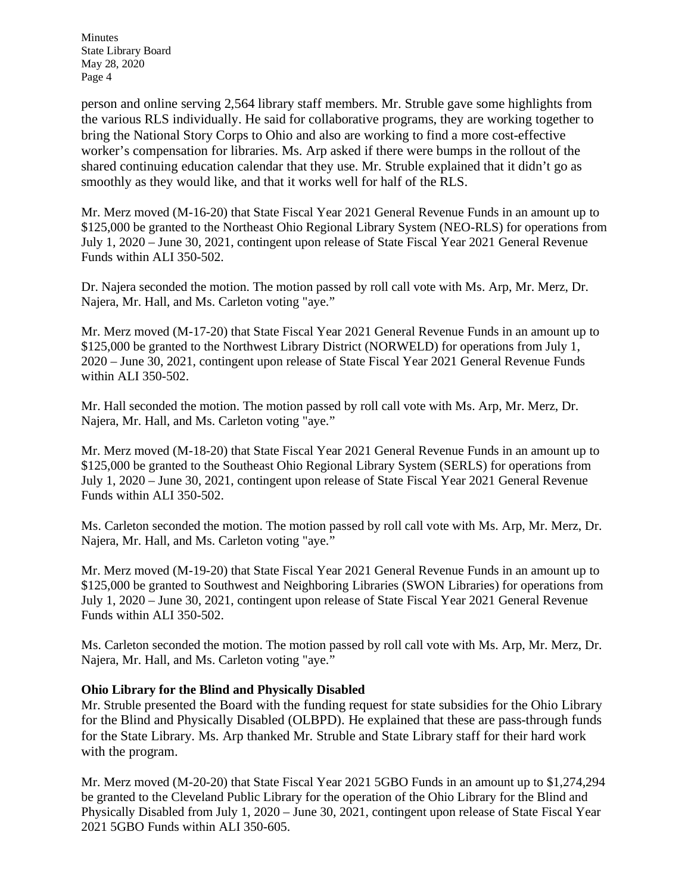person and online serving 2,564 library staff members. Mr. Struble gave some highlights from the various RLS individually. He said for collaborative programs, they are working together to bring the National Story Corps to Ohio and also are working to find a more cost-effective worker's compensation for libraries. Ms. Arp asked if there were bumps in the rollout of the shared continuing education calendar that they use. Mr. Struble explained that it didn't go as smoothly as they would like, and that it works well for half of the RLS.

Mr. Merz moved (M-16-20) that State Fiscal Year 2021 General Revenue Funds in an amount up to $125,000 be granted to the Northeast Ohio Regional Library System (NEO-RLS) for operations from July 1, 2020 – June 30, 2021, contingent upon release of State Fiscal Year 2021 General Revenue Funds within ALI 350-502.

Dr. Najera seconded the motion. The motion passed by roll call vote with Ms. Arp, Mr. Merz, Dr. Najera, Mr. Hall, and Ms. Carleton voting "aye."

Mr. Merz moved (M-17-20) that State Fiscal Year 2021 General Revenue Funds in an amount up to $125,000 be granted to the Northwest Library District (NORWELD) for operations from July 1, 2020 – June 30, 2021, contingent upon release of State Fiscal Year 2021 General Revenue Funds within ALI 350-502.

Mr. Hall seconded the motion. The motion passed by roll call vote with Ms. Arp, Mr. Merz, Dr. Najera, Mr. Hall, and Ms. Carleton voting "aye."

Mr. Merz moved (M-18-20) that State Fiscal Year 2021 General Revenue Funds in an amount up to $125,000 be granted to the Southeast Ohio Regional Library System (SERLS) for operations from July 1, 2020 – June 30, 2021, contingent upon release of State Fiscal Year 2021 General Revenue Funds within ALI 350-502.

Ms. Carleton seconded the motion. The motion passed by roll call vote with Ms. Arp, Mr. Merz, Dr. Najera, Mr. Hall, and Ms. Carleton voting "aye."

Mr. Merz moved (M-19-20) that State Fiscal Year 2021 General Revenue Funds in an amount up to $125,000 be granted to Southwest and Neighboring Libraries (SWON Libraries) for operations from July 1, 2020 – June 30, 2021, contingent upon release of State Fiscal Year 2021 General Revenue Funds within ALI 350-502.

Ms. Carleton seconded the motion. The motion passed by roll call vote with Ms. Arp, Mr. Merz, Dr. Najera, Mr. Hall, and Ms. Carleton voting "aye."

**Ohio Library for the Blind and Physically Disabled**

Mr. Struble presented the Board with the funding request for state subsidies for the Ohio Library for the Blind and Physically Disabled (OLBPD). He explained that these are pass-through funds for the State Library. Ms. Arp thanked Mr. Struble and State Library staff for their hard work with the program.

Mr. Merz moved (M-20-20) that State Fiscal Year 2021 5GBO Funds in an amount up to $1,274,294 be granted to the Cleveland Public Library for the operation of the Ohio Library for the Blind and Physically Disabled from July 1, 2020 – June 30, 2021, contingent upon release of State Fiscal Year 2021 5GBO Funds within ALI 350-605.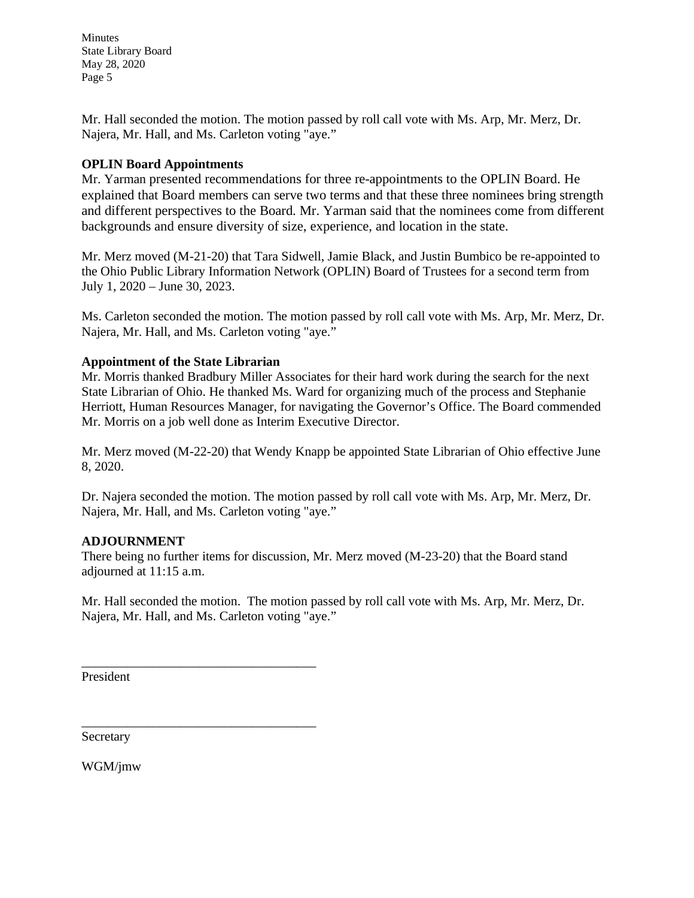Mr. Hall seconded the motion. The motion passed by roll call vote with Ms. Arp, Mr. Merz, Dr. Najera, Mr. Hall, and Ms. Carleton voting "aye."

**OPLIN Board Appointments**

Mr. Yarman presented recommendations for three re-appointments to the OPLIN Board. He explained that Board members can serve two terms and that these three nominees bring strength and different perspectives to the Board. Mr. Yarman said that the nominees come from different backgrounds and ensure diversity of size, experience, and location in the state.

Mr. Merz moved (M-21-20) that Tara Sidwell, Jamie Black, and Justin Bumbico be re-appointed to the Ohio Public Library Information Network (OPLIN) Board of Trustees for a second term from July 1, 2020 – June 30, 2023.

Ms. Carleton seconded the motion. The motion passed by roll call vote with Ms. Arp, Mr. Merz, Dr. Najera, Mr. Hall, and Ms. Carleton voting "aye."

**Appointment of the State Librarian**

Mr. Morris thanked Bradbury Miller Associates for their hard work during the search for the next State Librarian of Ohio. He thanked Ms. Ward for organizing much of the process and Stephanie Herriott, Human Resources Manager, for navigating the Governor's Office. The Board commended Mr. Morris on a job well done as Interim Executive Director.

Mr. Merz moved (M-22-20) that Wendy Knapp be appointed State Librarian of Ohio effective June 8, 2020.

Dr. Najera seconded the motion. The motion passed by roll call vote with Ms. Arp, Mr. Merz, Dr. Najera, Mr. Hall, and Ms. Carleton voting "aye."

**ADJOURNMENT**

There being no further items for discussion, Mr. Merz moved (M-23-20) that the Board stand adjourned at 11:15 a.m.

Mr. Hall seconded the motion. The motion passed by roll call vote with Ms. Arp, Mr. Merz, Dr. Najera, Mr. Hall, and Ms. Carleton voting "aye."

\_\_\_\_\_\_\_\_\_\_\_\_\_\_\_\_\_\_\_\_\_\_\_\_\_\_\_\_\_\_\_\_\_\_\_\_

President

\_\_\_\_\_\_\_\_\_\_\_\_\_\_\_\_\_\_\_\_\_\_\_\_\_\_\_\_\_\_\_\_\_\_\_\_

Secretary

WGM/jmw